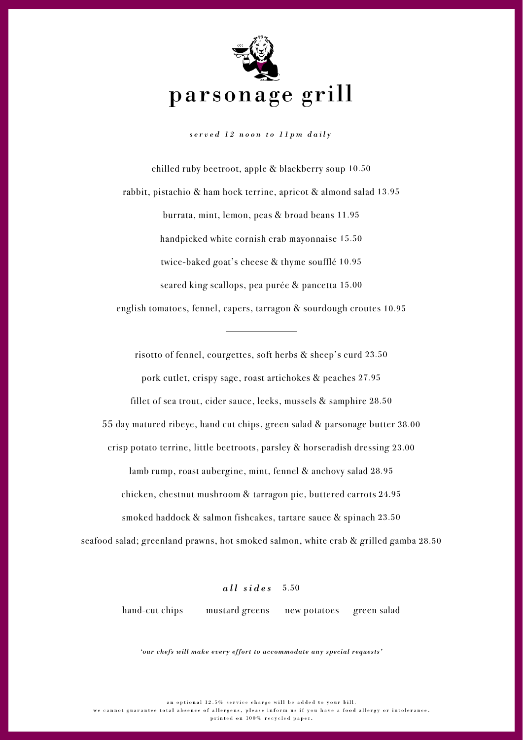# parsonage grill

*served 12 noon to 11pm daily*

chilled ruby beetroot, apple & blackberry soup 10.50

rabbit, pistachio & ham hock terrine, apricot & almond salad 13.95

burrata, mint, lemon, peas & broad beans 11.95

handpicked white cornish crab mayonnaise 15.50

twice-baked goat's cheese & thyme soufflé 10.95

seared king scallops, pea purée & pancetta 15.00

english tomatoes, fennel, capers, tarragon & sourdough croutes 10.95

---

risotto of fennel, courgettes, soft herbs & sheep's curd 23.50

pork cutlet, crispy sage, roast artichokes & peaches 27.95

fillet of sea trout, cider sauce, leeks, mussels & samphire 28.50

55 day matured ribeye, hand cut chips, green salad & parsonage butter 38.00

crisp potato terrine, little beetroots, parsley & horseradish dressing 23.00

lamb rump, roast aubergine, mint, fennel & anchovy salad 28.95

chicken, chestnut mushroom & tarragon pie, buttered carrots 24.95

smoked haddock & salmon fishcakes, tartare sauce & spinach 23.50

seafood salad; greenland prawns, hot smoked salmon, white crab & grilled gamba 28.50

***all sides*** 5.50

hand-cut chips    mustard greens    new potatoes    green salad

*'our chefs will make every effort to accommodate any special requests'*

an optional 12.5% service charge will be added to your bill.
we cannot guarantee total absence of allergens, please inform us if you have a food allergy or intolerance.
printed on 100% recycled paper.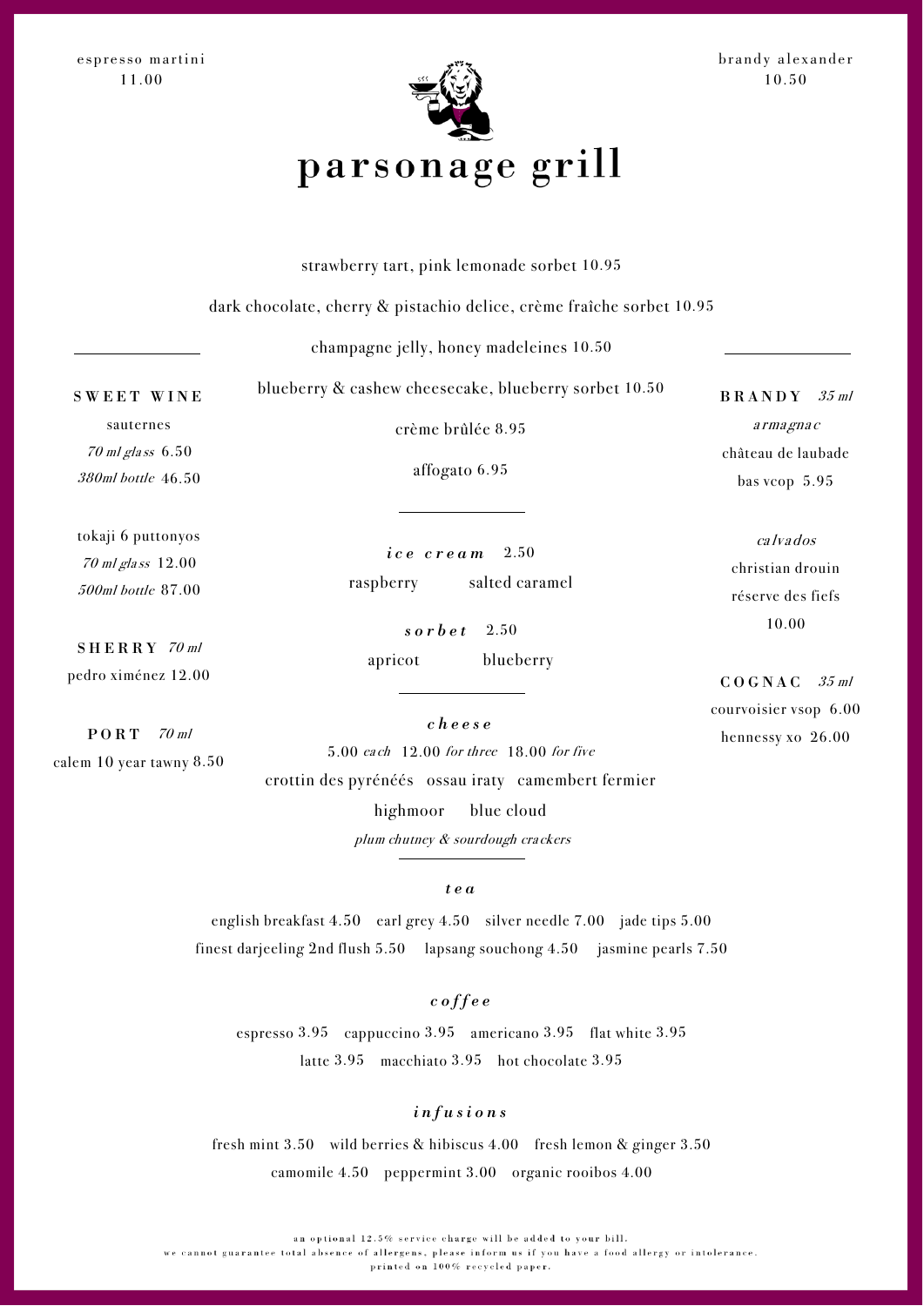espresso martini
11.00

brandy alexander
10.50

# parsonage grill

strawberry tart, pink lemonade sorbet 10.95

dark chocolate, cherry & pistachio delice, crème fraîche sorbet 10.95

champagne jelly, honey madeleines 10.50

blueberry & cashew cheesecake, blueberry sorbet 10.50

crème brûlée 8.95

affogato 6.95

***ice cream*** 2.50

raspberry salted caramel

***sorbet*** 2.50

apricot blueberry

***cheese***

5.00 *each* 12.00 *for three* 18.00 *for five*

crottin des pyrénéés ossau iraty camembert fermier

highmoor blue cloud

*plum chutney & sourdough crackers*

## SWEET WINE

sauternes
*70 ml glass* 6.50
*380ml bottle* 46.50

tokaji 6 puttonyos
*70 ml glass* 12.00
*500ml bottle* 87.00

## SHERRY *70 ml*

pedro ximénez 12.00

## PORT *70 ml*

calem 10 year tawny 8.50

## BRANDY *35 ml*

*armagnac*
château de laubade
bas vcop 5.95

*calvados*
christian drouin
réserve des fiefs
10.00

## COGNAC *35 ml*

courvoisier vsop 6.00
hennessy xo 26.00

***tea***

english breakfast 4.50 earl grey 4.50 silver needle 7.00 jade tips 5.00
finest darjeeling 2nd flush 5.50 lapsang souchong 4.50 jasmine pearls 7.50

***coffee***

espresso 3.95 cappuccino 3.95 americano 3.95 flat white 3.95
latte 3.95 macchiato 3.95 hot chocolate 3.95

***infusions***

fresh mint 3.50 wild berries & hibiscus 4.00 fresh lemon & ginger 3.50
camomile 4.50 peppermint 3.00 organic rooibos 4.00

an optional 12.5% service charge will be added to your bill.
we cannot guarantee total absence of allergens, please inform us if you have a food allergy or intolerance.
printed on 100% recycled paper.